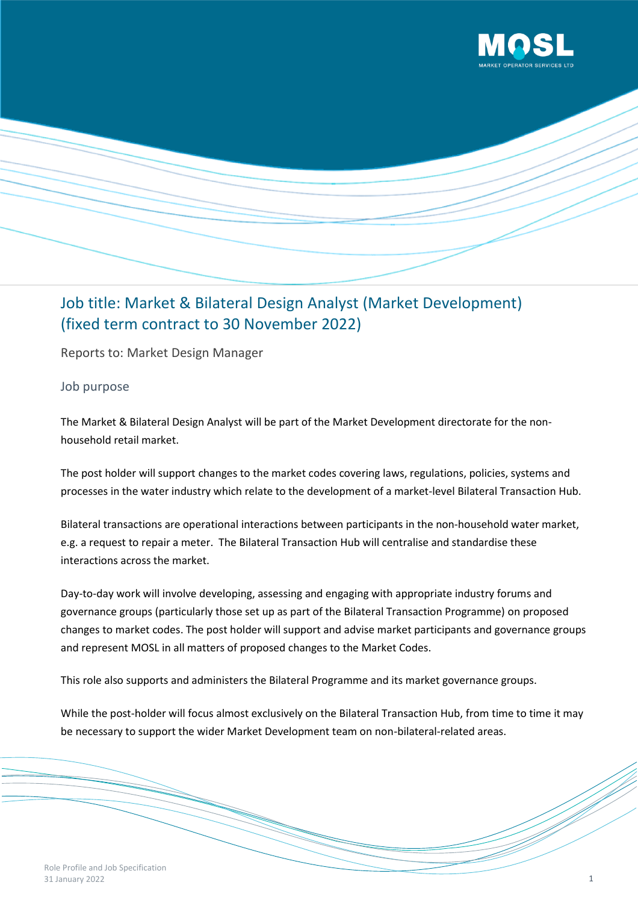# Job title: Market & Bilateral Design Analyst (Market Development) (fixed term contract to 30 November 2022)

Reports to: Market Design Manager

## Job purpose

The Market & Bilateral Design Analyst will be part of the Market Development directorate for the non-household retail market.

The post holder will support changes to the market codes covering laws, regulations, policies, systems and processes in the water industry which relate to the development of a market-level Bilateral Transaction Hub.

Bilateral transactions are operational interactions between participants in the non-household water market, e.g. a request to repair a meter. The Bilateral Transaction Hub will centralise and standardise these interactions across the market.

Day-to-day work will involve developing, assessing and engaging with appropriate industry forums and governance groups (particularly those set up as part of the Bilateral Transaction Programme) on proposed changes to market codes. The post holder will support and advise market participants and governance groups and represent MOSL in all matters of proposed changes to the Market Codes.

This role also supports and administers the Bilateral Programme and its market governance groups.

While the post-holder will focus almost exclusively on the Bilateral Transaction Hub, from time to time it may be necessary to support the wider Market Development team on non-bilateral-related areas.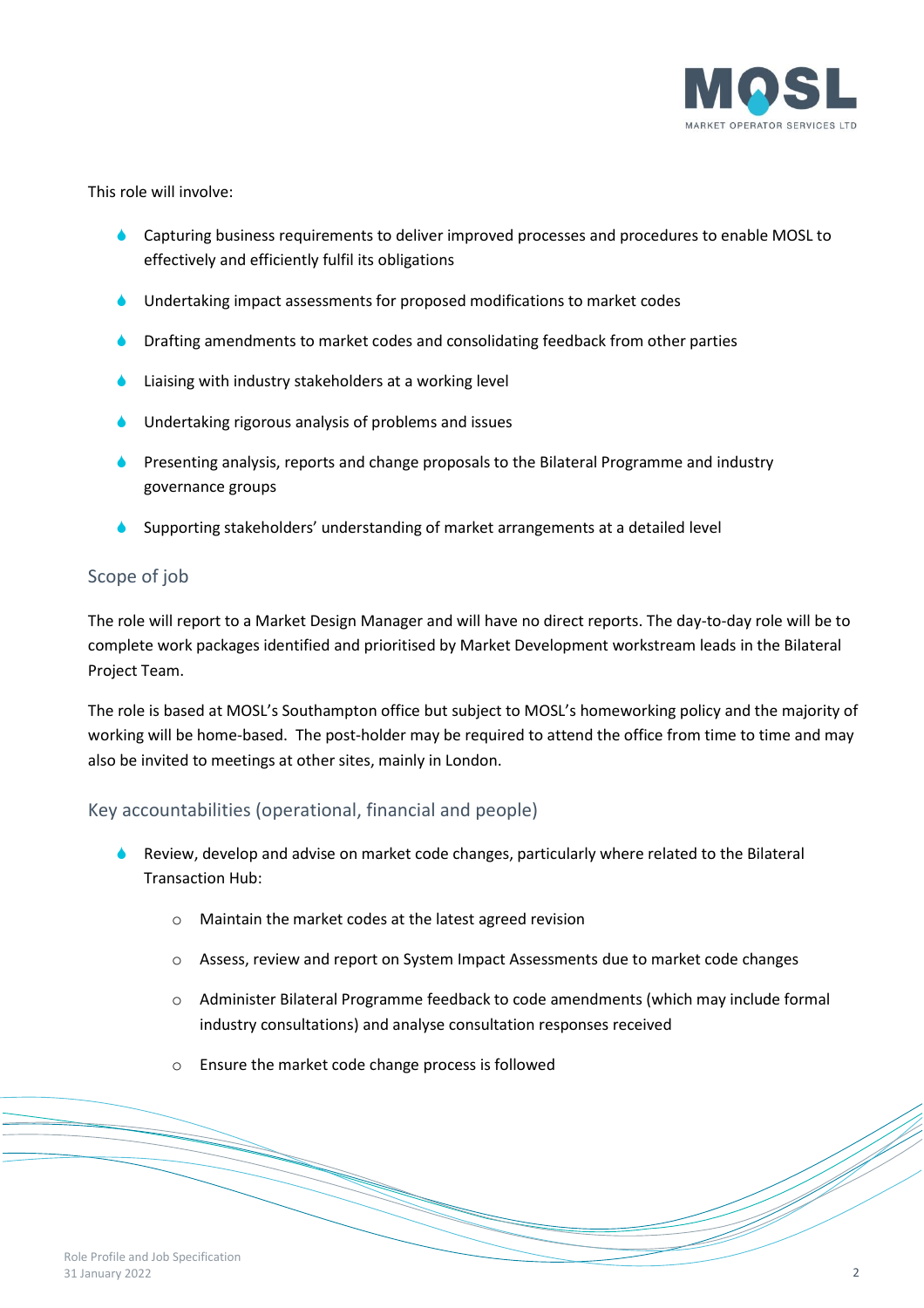This role will involve:

- Capturing business requirements to deliver improved processes and procedures to enable MOSL to effectively and efficiently fulfil its obligations
- Undertaking impact assessments for proposed modifications to market codes
- Drafting amendments to market codes and consolidating feedback from other parties
- Liaising with industry stakeholders at a working level
- Undertaking rigorous analysis of problems and issues
- Presenting analysis, reports and change proposals to the Bilateral Programme and industry governance groups
- Supporting stakeholders' understanding of market arrangements at a detailed level

## Scope of job

The role will report to a Market Design Manager and will have no direct reports. The day-to-day role will be to complete work packages identified and prioritised by Market Development workstream leads in the Bilateral Project Team.

The role is based at MOSL's Southampton office but subject to MOSL's homeworking policy and the majority of working will be home-based. The post-holder may be required to attend the office from time to time and may also be invited to meetings at other sites, mainly in London.

## Key accountabilities (operational, financial and people)

- Review, develop and advise on market code changes, particularly where related to the Bilateral Transaction Hub:
  - Maintain the market codes at the latest agreed revision
  - Assess, review and report on System Impact Assessments due to market code changes
  - Administer Bilateral Programme feedback to code amendments (which may include formal industry consultations) and analyse consultation responses received
  - Ensure the market code change process is followed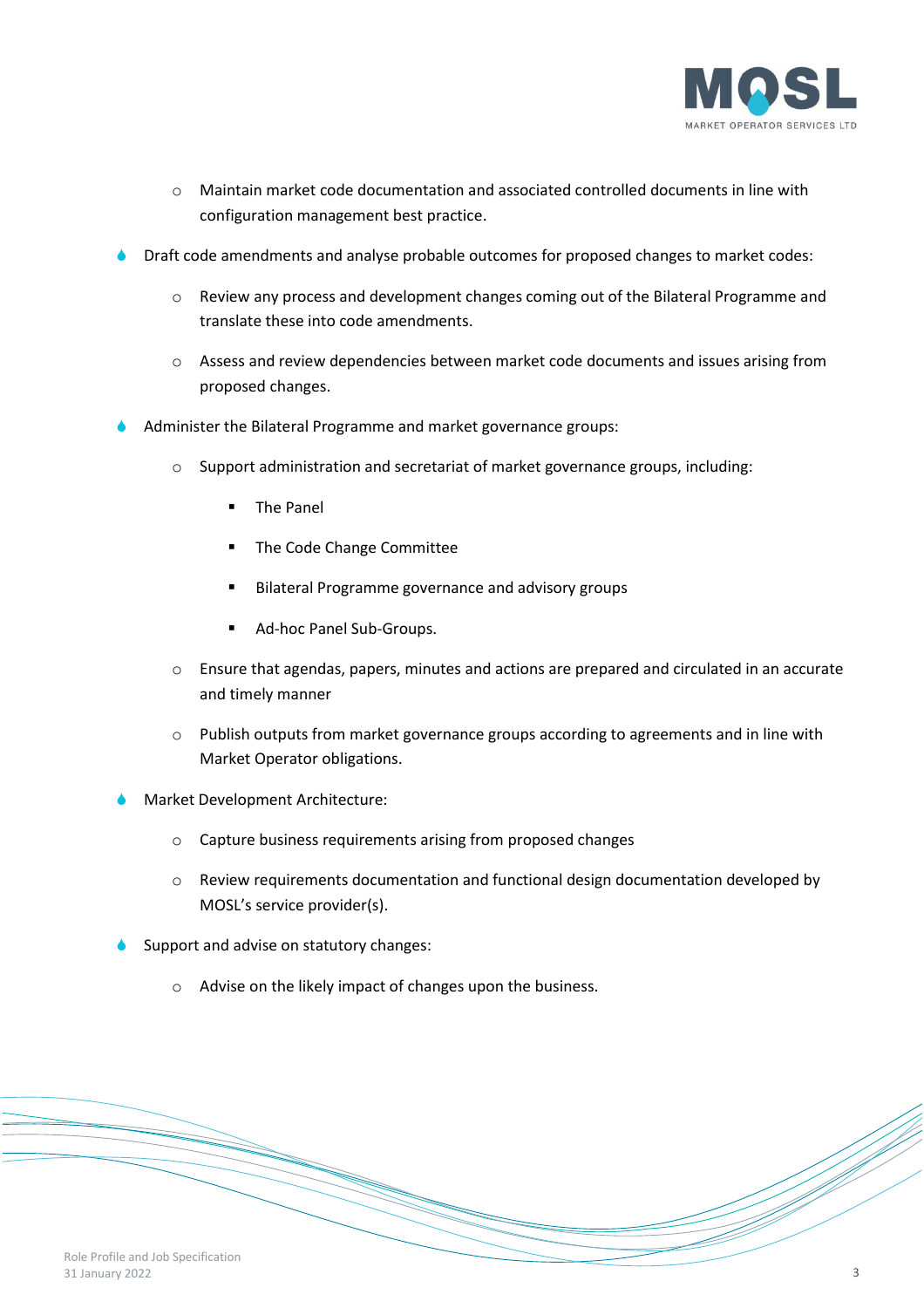- Maintain market code documentation and associated controlled documents in line with configuration management best practice.
- Draft code amendments and analyse probable outcomes for proposed changes to market codes:
    - Review any process and development changes coming out of the Bilateral Programme and translate these into code amendments.
    - Assess and review dependencies between market code documents and issues arising from proposed changes.
- Administer the Bilateral Programme and market governance groups:
    - Support administration and secretariat of market governance groups, including:
        - The Panel
        - The Code Change Committee
        - Bilateral Programme governance and advisory groups
        - Ad-hoc Panel Sub-Groups.
    - Ensure that agendas, papers, minutes and actions are prepared and circulated in an accurate and timely manner
    - Publish outputs from market governance groups according to agreements and in line with Market Operator obligations.
- Market Development Architecture:
    - Capture business requirements arising from proposed changes
    - Review requirements documentation and functional design documentation developed by MOSL's service provider(s).
- Support and advise on statutory changes:
    - Advise on the likely impact of changes upon the business.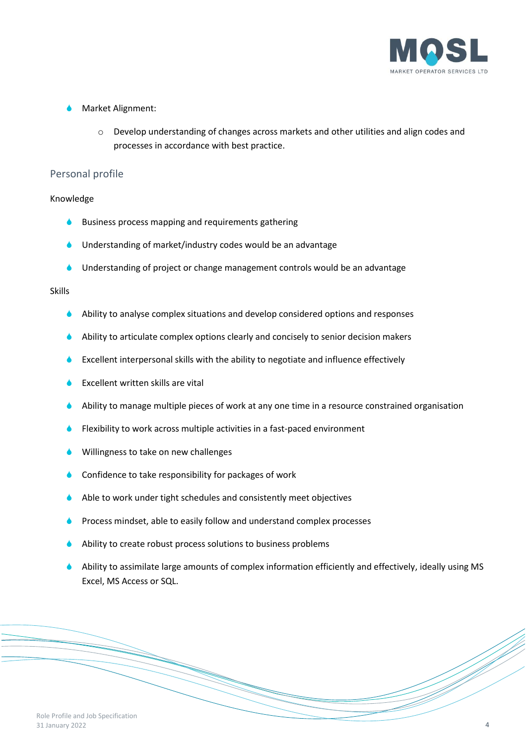- Market Alignment:
    - Develop understanding of changes across markets and other utilities and align codes and processes in accordance with best practice.

## Personal profile

Knowledge

- Business process mapping and requirements gathering
- Understanding of market/industry codes would be an advantage
- Understanding of project or change management controls would be an advantage

Skills

- Ability to analyse complex situations and develop considered options and responses
- Ability to articulate complex options clearly and concisely to senior decision makers
- Excellent interpersonal skills with the ability to negotiate and influence effectively
- Excellent written skills are vital
- Ability to manage multiple pieces of work at any one time in a resource constrained organisation
- Flexibility to work across multiple activities in a fast-paced environment
- Willingness to take on new challenges
- Confidence to take responsibility for packages of work
- Able to work under tight schedules and consistently meet objectives
- Process mindset, able to easily follow and understand complex processes
- Ability to create robust process solutions to business problems
- Ability to assimilate large amounts of complex information efficiently and effectively, ideally using MS Excel, MS Access or SQL.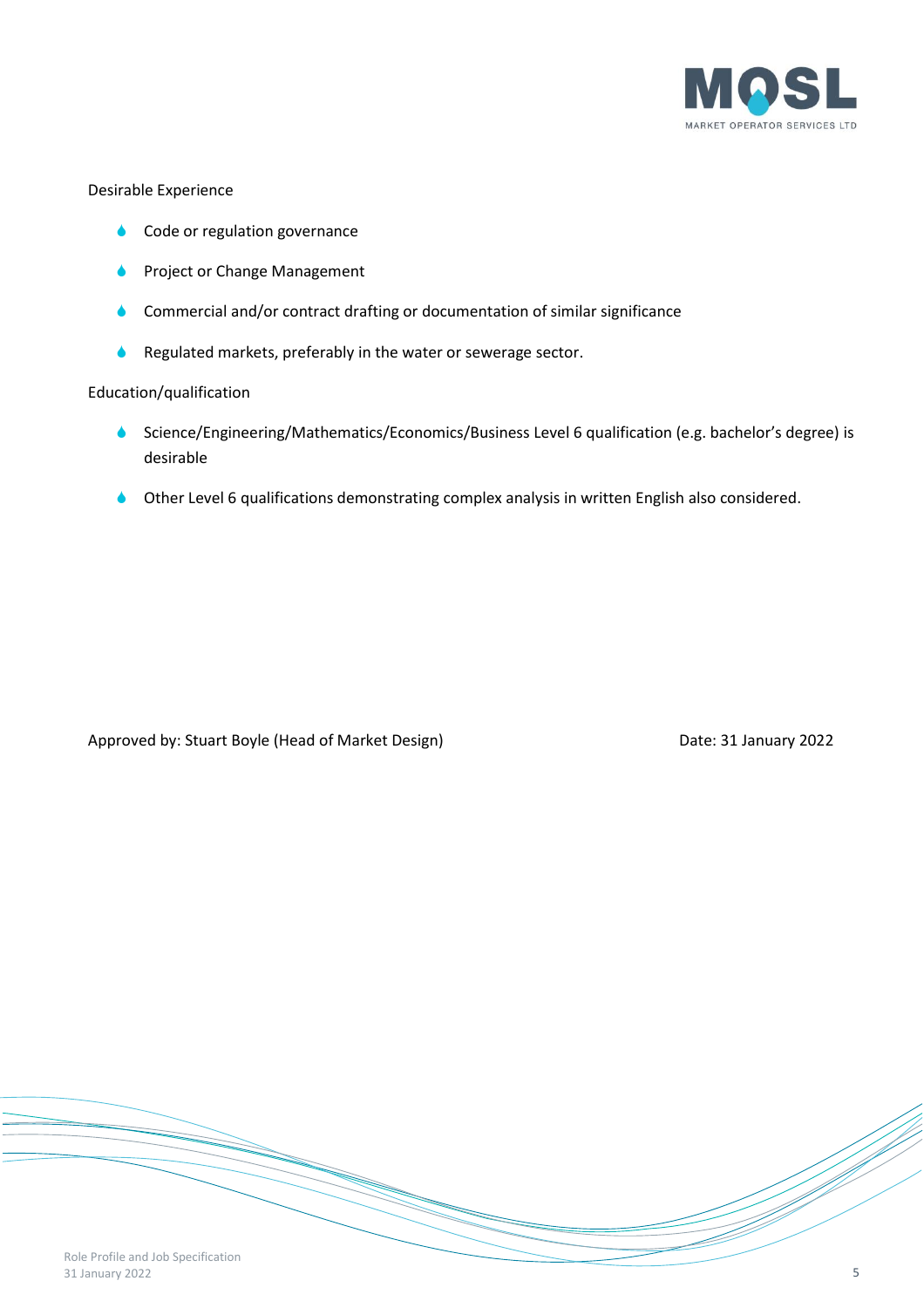Desirable Experience

- Code or regulation governance
- Project or Change Management
- Commercial and/or contract drafting or documentation of similar significance
- Regulated markets, preferably in the water or sewerage sector.

Education/qualification

- Science/Engineering/Mathematics/Economics/Business Level 6 qualification (e.g. bachelor's degree) is desirable
- Other Level 6 qualifications demonstrating complex analysis in written English also considered.

Approved by: Stuart Boyle (Head of Market Design) Date: 31 January 2022